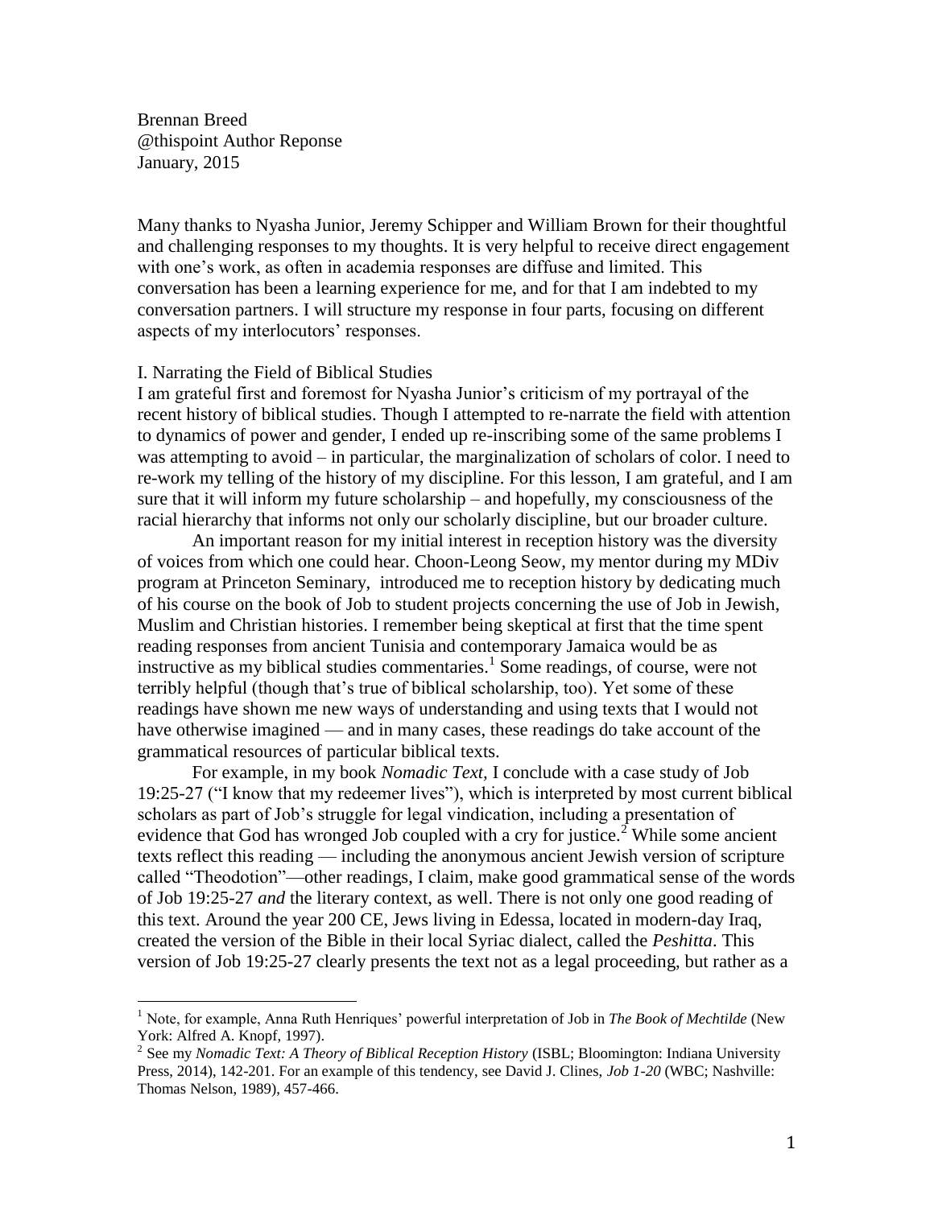Brennan Breed
@thispoint Author Reponse
January, 2015

Many thanks to Nyasha Junior, Jeremy Schipper and William Brown for their thoughtful and challenging responses to my thoughts. It is very helpful to receive direct engagement with one's work, as often in academia responses are diffuse and limited. This conversation has been a learning experience for me, and for that I am indebted to my conversation partners. I will structure my response in four parts, focusing on different aspects of my interlocutors' responses.

## I. Narrating the Field of Biblical Studies

I am grateful first and foremost for Nyasha Junior's criticism of my portrayal of the recent history of biblical studies. Though I attempted to re-narrate the field with attention to dynamics of power and gender, I ended up re-inscribing some of the same problems I was attempting to avoid – in particular, the marginalization of scholars of color. I need to re-work my telling of the history of my discipline. For this lesson, I am grateful, and I am sure that it will inform my future scholarship – and hopefully, my consciousness of the racial hierarchy that informs not only our scholarly discipline, but our broader culture.

An important reason for my initial interest in reception history was the diversity of voices from which one could hear. Choon-Leong Seow, my mentor during my MDiv program at Princeton Seminary, introduced me to reception history by dedicating much of his course on the book of Job to student projects concerning the use of Job in Jewish, Muslim and Christian histories. I remember being skeptical at first that the time spent reading responses from ancient Tunisia and contemporary Jamaica would be as instructive as my biblical studies commentaries.[1] Some readings, of course, were not terribly helpful (though that's true of biblical scholarship, too). Yet some of these readings have shown me new ways of understanding and using texts that I would not have otherwise imagined — and in many cases, these readings do take account of the grammatical resources of particular biblical texts.

For example, in my book *Nomadic Text,* I conclude with a case study of Job 19:25-27 ("I know that my redeemer lives"), which is interpreted by most current biblical scholars as part of Job's struggle for legal vindication, including a presentation of evidence that God has wronged Job coupled with a cry for justice.[2] While some ancient texts reflect this reading — including the anonymous ancient Jewish version of scripture called "Theodotion"—other readings, I claim, make good grammatical sense of the words of Job 19:25-27 *and* the literary context, as well. There is not only one good reading of this text. Around the year 200 CE, Jews living in Edessa, located in modern-day Iraq, created the version of the Bible in their local Syriac dialect, called the *Peshitta*. This version of Job 19:25-27 clearly presents the text not as a legal proceeding, but rather as a

---

[1] Note, for example, Anna Ruth Henriques' powerful interpretation of Job in *The Book of Mechtilde* (New York: Alfred A. Knopf, 1997).

[2] See my *Nomadic Text: A Theory of Biblical Reception History* (ISBL; Bloomington: Indiana University Press, 2014), 142-201. For an example of this tendency, see David J. Clines, *Job 1-20* (WBC; Nashville: Thomas Nelson, 1989), 457-466.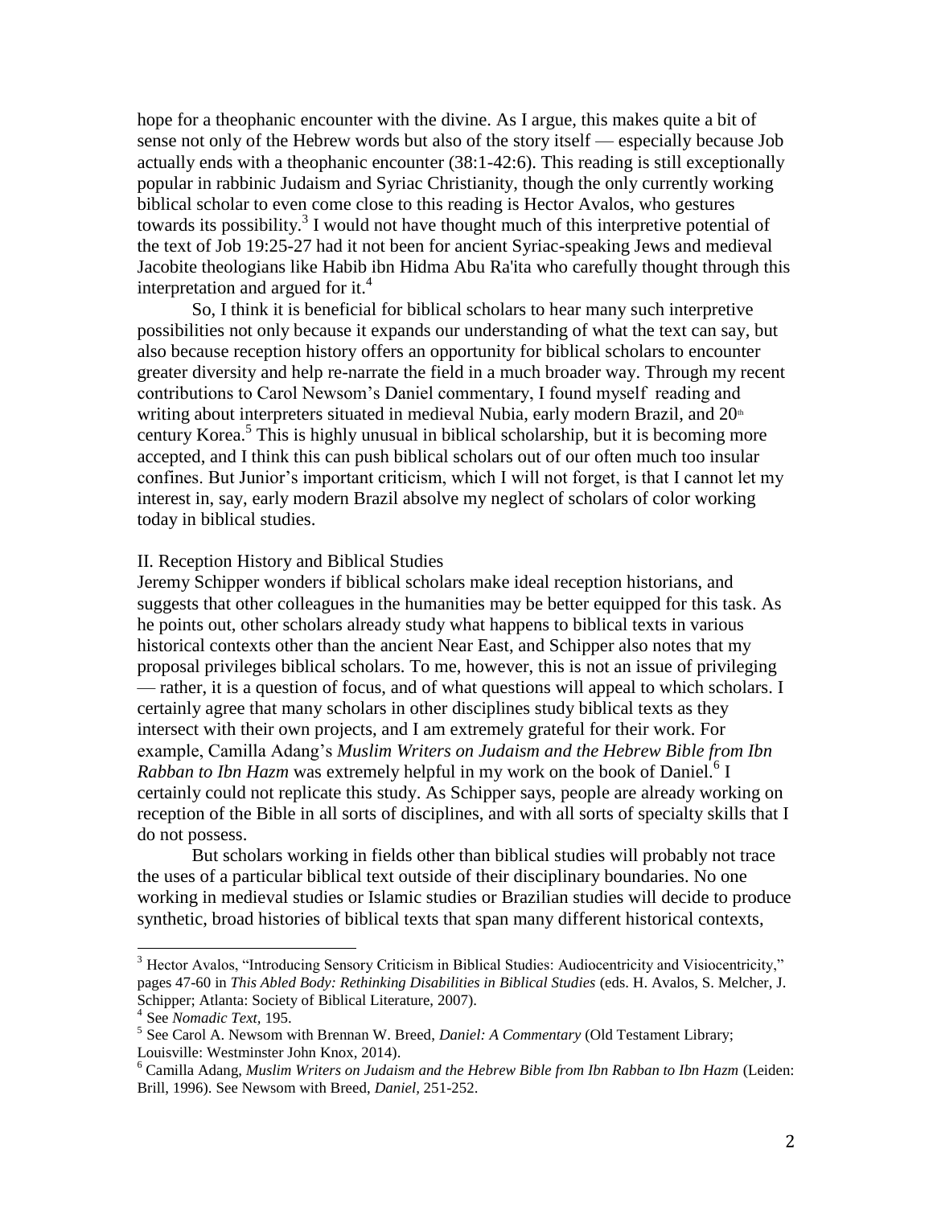hope for a theophanic encounter with the divine. As I argue, this makes quite a bit of sense not only of the Hebrew words but also of the story itself — especially because Job actually ends with a theophanic encounter (38:1-42:6). This reading is still exceptionally popular in rabbinic Judaism and Syriac Christianity, though the only currently working biblical scholar to even come close to this reading is Hector Avalos, who gestures towards its possibility.[3] I would not have thought much of this interpretive potential of the text of Job 19:25-27 had it not been for ancient Syriac-speaking Jews and medieval Jacobite theologians like Habib ibn Hidma Abu Ra'ita who carefully thought through this interpretation and argued for it.[4]

So, I think it is beneficial for biblical scholars to hear many such interpretive possibilities not only because it expands our understanding of what the text can say, but also because reception history offers an opportunity for biblical scholars to encounter greater diversity and help re-narrate the field in a much broader way. Through my recent contributions to Carol Newsom's Daniel commentary, I found myself reading and writing about interpreters situated in medieval Nubia, early modern Brazil, and 20th century Korea.[5] This is highly unusual in biblical scholarship, but it is becoming more accepted, and I think this can push biblical scholars out of our often much too insular confines. But Junior's important criticism, which I will not forget, is that I cannot let my interest in, say, early modern Brazil absolve my neglect of scholars of color working today in biblical studies.

## II. Reception History and Biblical Studies

Jeremy Schipper wonders if biblical scholars make ideal reception historians, and suggests that other colleagues in the humanities may be better equipped for this task. As he points out, other scholars already study what happens to biblical texts in various historical contexts other than the ancient Near East, and Schipper also notes that my proposal privileges biblical scholars. To me, however, this is not an issue of privileging — rather, it is a question of focus, and of what questions will appeal to which scholars. I certainly agree that many scholars in other disciplines study biblical texts as they intersect with their own projects, and I am extremely grateful for their work. For example, Camilla Adang's *Muslim Writers on Judaism and the Hebrew Bible from Ibn Rabban to Ibn Hazm* was extremely helpful in my work on the book of Daniel.[6] I certainly could not replicate this study. As Schipper says, people are already working on reception of the Bible in all sorts of disciplines, and with all sorts of specialty skills that I do not possess.

But scholars working in fields other than biblical studies will probably not trace the uses of a particular biblical text outside of their disciplinary boundaries. No one working in medieval studies or Islamic studies or Brazilian studies will decide to produce synthetic, broad histories of biblical texts that span many different historical contexts,

---

[3] Hector Avalos, "Introducing Sensory Criticism in Biblical Studies: Audiocentricity and Visiocentricity," pages 47-60 in *This Abled Body: Rethinking Disabilities in Biblical Studies* (eds. H. Avalos, S. Melcher, J. Schipper; Atlanta: Society of Biblical Literature, 2007).

[4] See *Nomadic Text*, 195.

[5] See Carol A. Newsom with Brennan W. Breed, *Daniel: A Commentary* (Old Testament Library; Louisville: Westminster John Knox, 2014).

[6] Camilla Adang, *Muslim Writers on Judaism and the Hebrew Bible from Ibn Rabban to Ibn Hazm* (Leiden: Brill, 1996). See Newsom with Breed, *Daniel*, 251-252.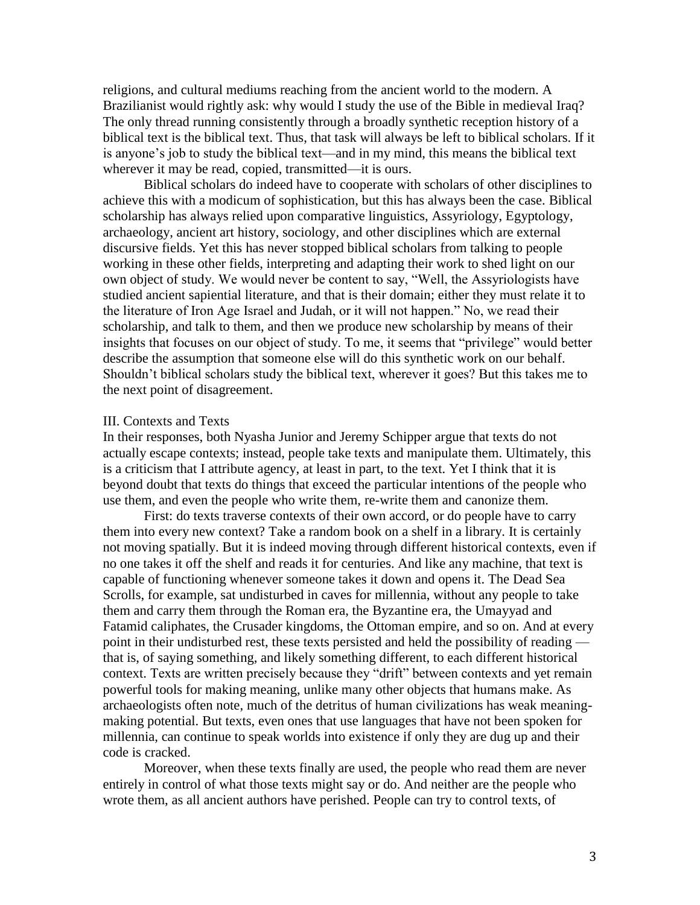religions, and cultural mediums reaching from the ancient world to the modern. A Brazilianist would rightly ask: why would I study the use of the Bible in medieval Iraq? The only thread running consistently through a broadly synthetic reception history of a biblical text is the biblical text. Thus, that task will always be left to biblical scholars. If it is anyone's job to study the biblical text—and in my mind, this means the biblical text wherever it may be read, copied, transmitted—it is ours.

Biblical scholars do indeed have to cooperate with scholars of other disciplines to achieve this with a modicum of sophistication, but this has always been the case. Biblical scholarship has always relied upon comparative linguistics, Assyriology, Egyptology, archaeology, ancient art history, sociology, and other disciplines which are external discursive fields. Yet this has never stopped biblical scholars from talking to people working in these other fields, interpreting and adapting their work to shed light on our own object of study. We would never be content to say, "Well, the Assyriologists have studied ancient sapiential literature, and that is their domain; either they must relate it to the literature of Iron Age Israel and Judah, or it will not happen." No, we read their scholarship, and talk to them, and then we produce new scholarship by means of their insights that focuses on our object of study. To me, it seems that "privilege" would better describe the assumption that someone else will do this synthetic work on our behalf. Shouldn't biblical scholars study the biblical text, wherever it goes? But this takes me to the next point of disagreement.

## III. Contexts and Texts

In their responses, both Nyasha Junior and Jeremy Schipper argue that texts do not actually escape contexts; instead, people take texts and manipulate them. Ultimately, this is a criticism that I attribute agency, at least in part, to the text. Yet I think that it is beyond doubt that texts do things that exceed the particular intentions of the people who use them, and even the people who write them, re-write them and canonize them.

First: do texts traverse contexts of their own accord, or do people have to carry them into every new context? Take a random book on a shelf in a library. It is certainly not moving spatially. But it is indeed moving through different historical contexts, even if no one takes it off the shelf and reads it for centuries. And like any machine, that text is capable of functioning whenever someone takes it down and opens it. The Dead Sea Scrolls, for example, sat undisturbed in caves for millennia, without any people to take them and carry them through the Roman era, the Byzantine era, the Umayyad and Fatamid caliphates, the Crusader kingdoms, the Ottoman empire, and so on. And at every point in their undisturbed rest, these texts persisted and held the possibility of reading — that is, of saying something, and likely something different, to each different historical context. Texts are written precisely because they "drift" between contexts and yet remain powerful tools for making meaning, unlike many other objects that humans make. As archaeologists often note, much of the detritus of human civilizations has weak meaning-making potential. But texts, even ones that use languages that have not been spoken for millennia, can continue to speak worlds into existence if only they are dug up and their code is cracked.

Moreover, when these texts finally are used, the people who read them are never entirely in control of what those texts might say or do. And neither are the people who wrote them, as all ancient authors have perished. People can try to control texts, of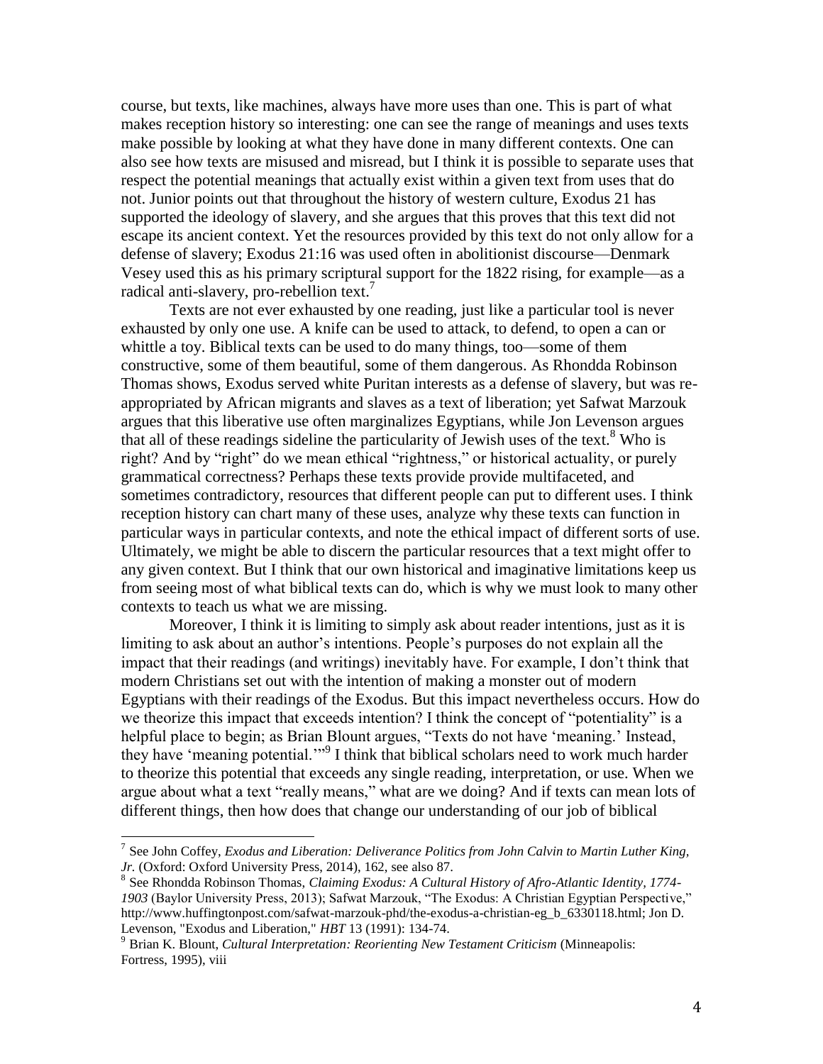course, but texts, like machines, always have more uses than one. This is part of what makes reception history so interesting: one can see the range of meanings and uses texts make possible by looking at what they have done in many different contexts. One can also see how texts are misused and misread, but I think it is possible to separate uses that respect the potential meanings that actually exist within a given text from uses that do not. Junior points out that throughout the history of western culture, Exodus 21 has supported the ideology of slavery, and she argues that this proves that this text did not escape its ancient context. Yet the resources provided by this text do not only allow for a defense of slavery; Exodus 21:16 was used often in abolitionist discourse—Denmark Vesey used this as his primary scriptural support for the 1822 rising, for example—as a radical anti-slavery, pro-rebellion text.[7]

Texts are not ever exhausted by one reading, just like a particular tool is never exhausted by only one use. A knife can be used to attack, to defend, to open a can or whittle a toy. Biblical texts can be used to do many things, too—some of them constructive, some of them beautiful, some of them dangerous. As Rhondda Robinson Thomas shows, Exodus served white Puritan interests as a defense of slavery, but was re-appropriated by African migrants and slaves as a text of liberation; yet Safwat Marzouk argues that this liberative use often marginalizes Egyptians, while Jon Levenson argues that all of these readings sideline the particularity of Jewish uses of the text.[8] Who is right? And by "right" do we mean ethical "rightness," or historical actuality, or purely grammatical correctness? Perhaps these texts provide provide multifaceted, and sometimes contradictory, resources that different people can put to different uses. I think reception history can chart many of these uses, analyze why these texts can function in particular ways in particular contexts, and note the ethical impact of different sorts of use. Ultimately, we might be able to discern the particular resources that a text might offer to any given context. But I think that our own historical and imaginative limitations keep us from seeing most of what biblical texts can do, which is why we must look to many other contexts to teach us what we are missing.

Moreover, I think it is limiting to simply ask about reader intentions, just as it is limiting to ask about an author's intentions. People's purposes do not explain all the impact that their readings (and writings) inevitably have. For example, I don't think that modern Christians set out with the intention of making a monster out of modern Egyptians with their readings of the Exodus. But this impact nevertheless occurs. How do we theorize this impact that exceeds intention? I think the concept of "potentiality" is a helpful place to begin; as Brian Blount argues, "Texts do not have 'meaning.' Instead, they have 'meaning potential.'"[9] I think that biblical scholars need to work much harder to theorize this potential that exceeds any single reading, interpretation, or use. When we argue about what a text "really means," what are we doing? And if texts can mean lots of different things, then how does that change our understanding of our job of biblical

---

[7] See John Coffey, *Exodus and Liberation: Deliverance Politics from John Calvin to Martin Luther King, Jr.* (Oxford: Oxford University Press, 2014), 162, see also 87.

[8] See Rhondda Robinson Thomas, *Claiming Exodus: A Cultural History of Afro-Atlantic Identity, 1774-1903* (Baylor University Press, 2013); Safwat Marzouk, "The Exodus: A Christian Egyptian Perspective," http://www.huffingtonpost.com/safwat-marzouk-phd/the-exodus-a-christian-eg_b_6330118.html; Jon D. Levenson, "Exodus and Liberation," *HBT* 13 (1991): 134-74.

[9] Brian K. Blount, *Cultural Interpretation: Reorienting New Testament Criticism* (Minneapolis: Fortress, 1995), viii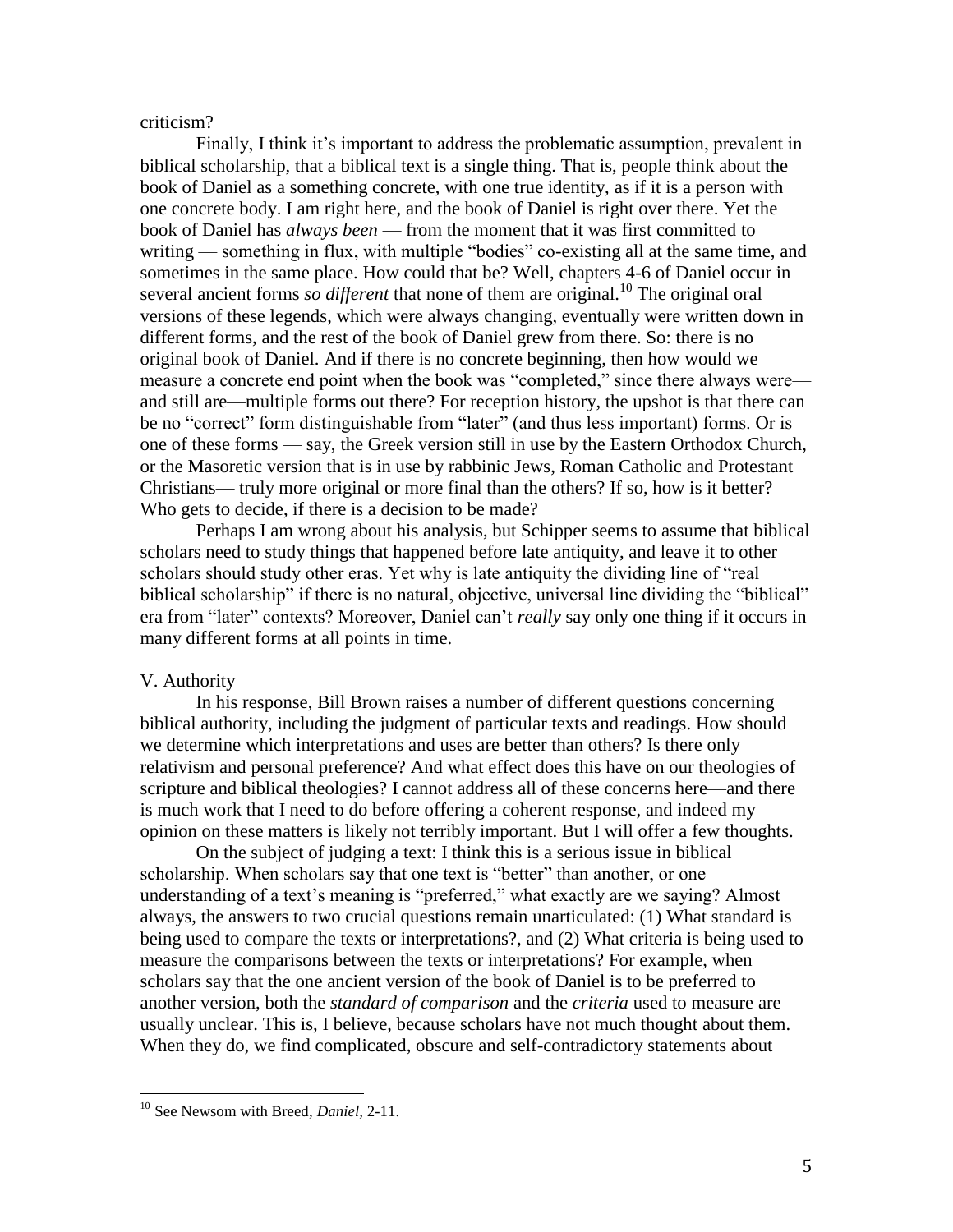criticism?

Finally, I think it's important to address the problematic assumption, prevalent in biblical scholarship, that a biblical text is a single thing. That is, people think about the book of Daniel as a something concrete, with one true identity, as if it is a person with one concrete body. I am right here, and the book of Daniel is right over there. Yet the book of Daniel has *always been* — from the moment that it was first committed to writing — something in flux, with multiple "bodies" co-existing all at the same time, and sometimes in the same place. How could that be? Well, chapters 4-6 of Daniel occur in several ancient forms *so different* that none of them are original.[10] The original oral versions of these legends, which were always changing, eventually were written down in different forms, and the rest of the book of Daniel grew from there. So: there is no original book of Daniel. And if there is no concrete beginning, then how would we measure a concrete end point when the book was "completed," since there always were—and still are—multiple forms out there? For reception history, the upshot is that there can be no "correct" form distinguishable from "later" (and thus less important) forms. Or is one of these forms — say, the Greek version still in use by the Eastern Orthodox Church, or the Masoretic version that is in use by rabbinic Jews, Roman Catholic and Protestant Christians— truly more original or more final than the others? If so, how is it better? Who gets to decide, if there is a decision to be made?

Perhaps I am wrong about his analysis, but Schipper seems to assume that biblical scholars need to study things that happened before late antiquity, and leave it to other scholars should study other eras. Yet why is late antiquity the dividing line of "real biblical scholarship" if there is no natural, objective, universal line dividing the "biblical" era from "later" contexts? Moreover, Daniel can't *really* say only one thing if it occurs in many different forms at all points in time.

## V. Authority

In his response, Bill Brown raises a number of different questions concerning biblical authority, including the judgment of particular texts and readings. How should we determine which interpretations and uses are better than others? Is there only relativism and personal preference? And what effect does this have on our theologies of scripture and biblical theologies? I cannot address all of these concerns here—and there is much work that I need to do before offering a coherent response, and indeed my opinion on these matters is likely not terribly important. But I will offer a few thoughts.

On the subject of judging a text: I think this is a serious issue in biblical scholarship. When scholars say that one text is "better" than another, or one understanding of a text's meaning is "preferred," what exactly are we saying? Almost always, the answers to two crucial questions remain unarticulated: (1) What standard is being used to compare the texts or interpretations?, and (2) What criteria is being used to measure the comparisons between the texts or interpretations? For example, when scholars say that the one ancient version of the book of Daniel is to be preferred to another version, both the *standard of comparison* and the *criteria* used to measure are usually unclear. This is, I believe, because scholars have not much thought about them. When they do, we find complicated, obscure and self-contradictory statements about

[10] See Newsom with Breed, *Daniel*, 2-11.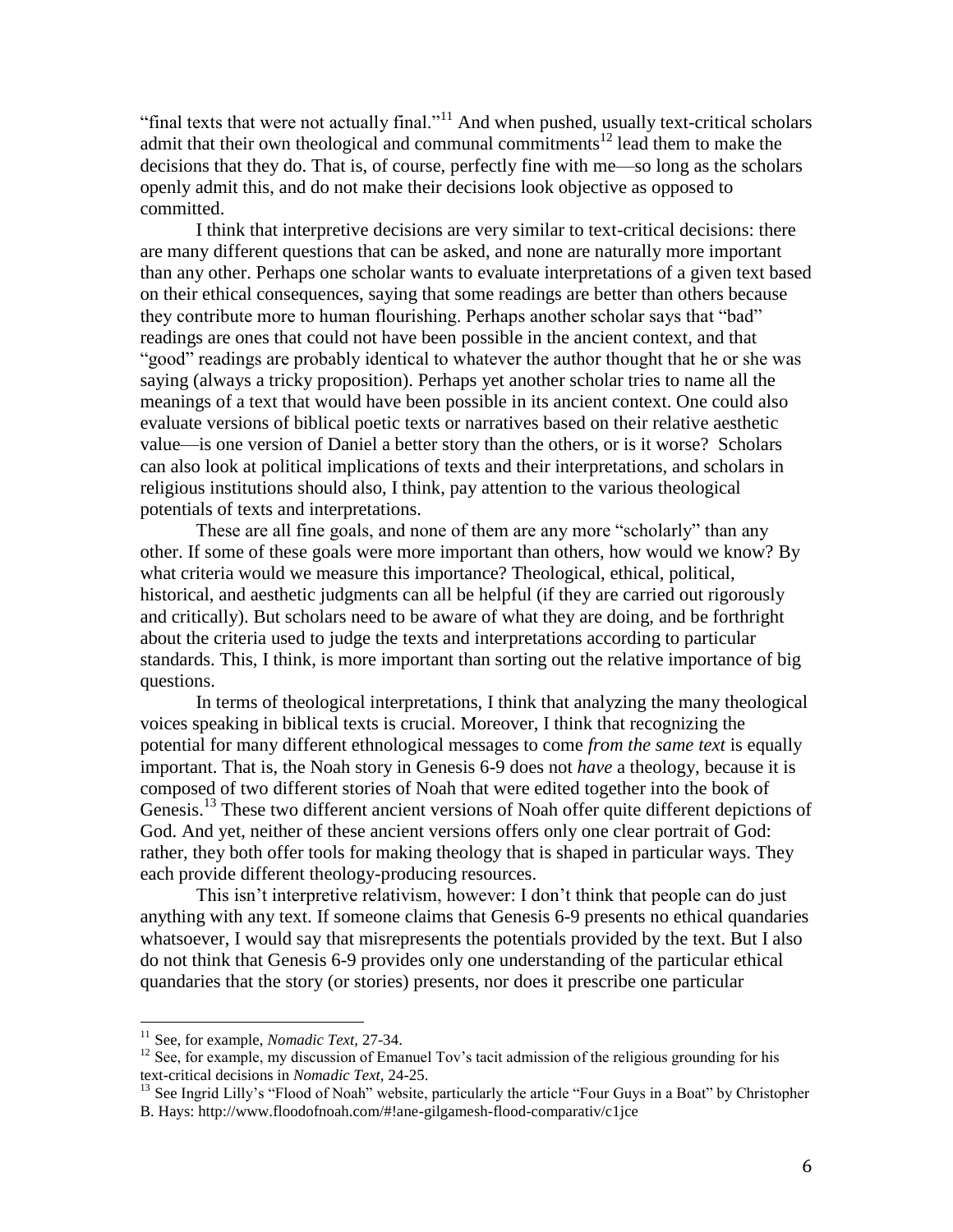"final texts that were not actually final."[11] And when pushed, usually text-critical scholars admit that their own theological and communal commitments[12] lead them to make the decisions that they do. That is, of course, perfectly fine with me—so long as the scholars openly admit this, and do not make their decisions look objective as opposed to committed.

I think that interpretive decisions are very similar to text-critical decisions: there are many different questions that can be asked, and none are naturally more important than any other. Perhaps one scholar wants to evaluate interpretations of a given text based on their ethical consequences, saying that some readings are better than others because they contribute more to human flourishing. Perhaps another scholar says that "bad" readings are ones that could not have been possible in the ancient context, and that "good" readings are probably identical to whatever the author thought that he or she was saying (always a tricky proposition). Perhaps yet another scholar tries to name all the meanings of a text that would have been possible in its ancient context. One could also evaluate versions of biblical poetic texts or narratives based on their relative aesthetic value—is one version of Daniel a better story than the others, or is it worse? Scholars can also look at political implications of texts and their interpretations, and scholars in religious institutions should also, I think, pay attention to the various theological potentials of texts and interpretations.

These are all fine goals, and none of them are any more "scholarly" than any other. If some of these goals were more important than others, how would we know? By what criteria would we measure this importance? Theological, ethical, political, historical, and aesthetic judgments can all be helpful (if they are carried out rigorously and critically). But scholars need to be aware of what they are doing, and be forthright about the criteria used to judge the texts and interpretations according to particular standards. This, I think, is more important than sorting out the relative importance of big questions.

In terms of theological interpretations, I think that analyzing the many theological voices speaking in biblical texts is crucial. Moreover, I think that recognizing the potential for many different ethnological messages to come *from the same text* is equally important. That is, the Noah story in Genesis 6-9 does not *have* a theology, because it is composed of two different stories of Noah that were edited together into the book of Genesis.[13] These two different ancient versions of Noah offer quite different depictions of God. And yet, neither of these ancient versions offers only one clear portrait of God: rather, they both offer tools for making theology that is shaped in particular ways. They each provide different theology-producing resources.

This isn't interpretive relativism, however: I don't think that people can do just anything with any text. If someone claims that Genesis 6-9 presents no ethical quandaries whatsoever, I would say that misrepresents the potentials provided by the text. But I also do not think that Genesis 6-9 provides only one understanding of the particular ethical quandaries that the story (or stories) presents, nor does it prescribe one particular

---

[11] See, for example, *Nomadic Text,* 27-34.

[12] See, for example, my discussion of Emanuel Tov's tacit admission of the religious grounding for his text-critical decisions in *Nomadic Text,* 24-25.

[13] See Ingrid Lilly's "Flood of Noah" website, particularly the article "Four Guys in a Boat" by Christopher B. Hays: http://www.floodofnoah.com/#!ane-gilgamesh-flood-comparativ/c1jce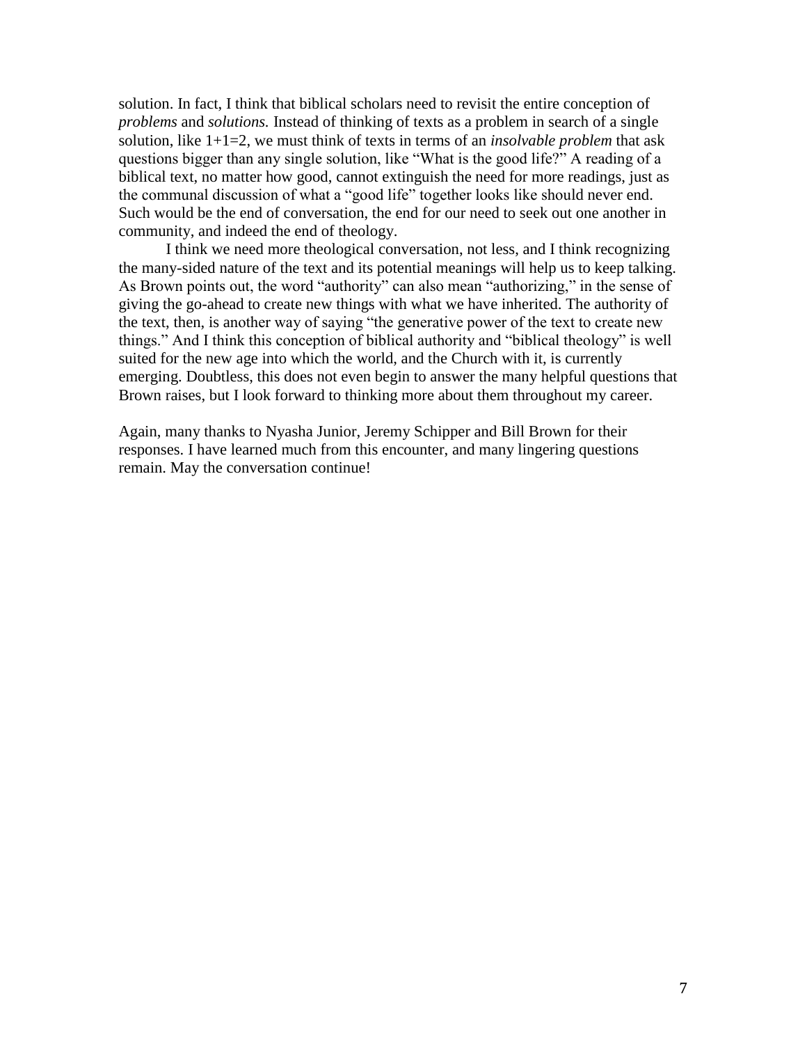solution. In fact, I think that biblical scholars need to revisit the entire conception of *problems* and *solutions.* Instead of thinking of texts as a problem in search of a single solution, like 1+1=2, we must think of texts in terms of an *insolvable problem* that ask questions bigger than any single solution, like "What is the good life?" A reading of a biblical text, no matter how good, cannot extinguish the need for more readings, just as the communal discussion of what a "good life" together looks like should never end. Such would be the end of conversation, the end for our need to seek out one another in community, and indeed the end of theology.

I think we need more theological conversation, not less, and I think recognizing the many-sided nature of the text and its potential meanings will help us to keep talking. As Brown points out, the word "authority" can also mean "authorizing," in the sense of giving the go-ahead to create new things with what we have inherited. The authority of the text, then, is another way of saying "the generative power of the text to create new things." And I think this conception of biblical authority and "biblical theology" is well suited for the new age into which the world, and the Church with it, is currently emerging. Doubtless, this does not even begin to answer the many helpful questions that Brown raises, but I look forward to thinking more about them throughout my career.

Again, many thanks to Nyasha Junior, Jeremy Schipper and Bill Brown for their responses. I have learned much from this encounter, and many lingering questions remain. May the conversation continue!